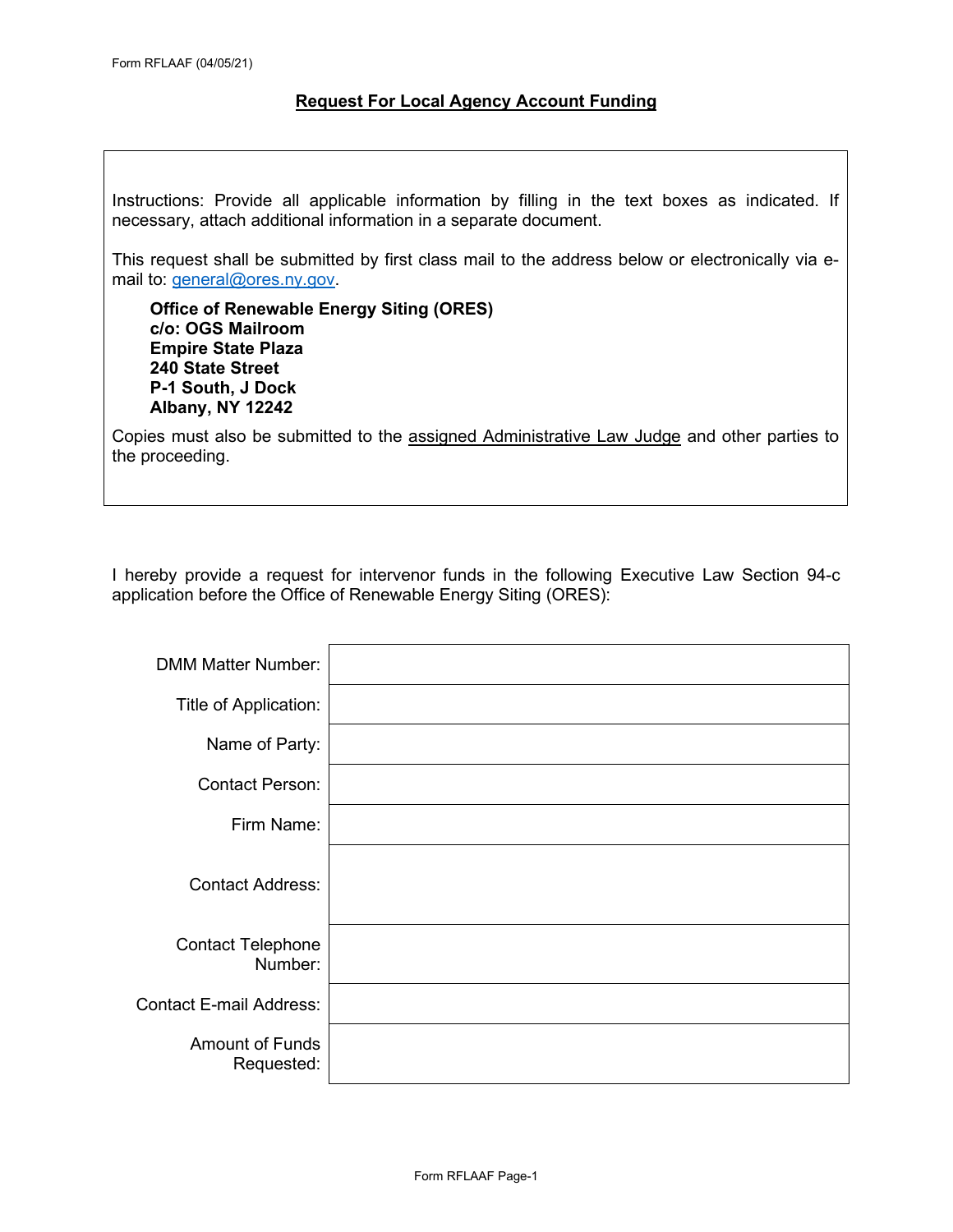Form RFLAAF (04/05/21)

# Request For Local Agency Account Funding

Instructions: Provide all applicable information by filling in the text boxes as indicated. If necessary, attach additional information in a separate document.

This request shall be submitted by first class mail to the address below or electronically via e-mail to: general@ores.ny.gov.

**Office of Renewable Energy Siting (ORES)**
**c/o: OGS Mailroom**
**Empire State Plaza**
**240 State Street**
**P-1 South, J Dock**
**Albany, NY 12242**

Copies must also be submitted to the assigned Administrative Law Judge and other parties to the proceeding.

I hereby provide a request for intervenor funds in the following Executive Law Section 94-c application before the Office of Renewable Energy Siting (ORES):

| | |
|---|---|
| DMM Matter Number: | |
| Title of Application: | |
| Name of Party: | |
| Contact Person: | |
| Firm Name: | |
| Contact Address: | |
| Contact Telephone Number: | |
| Contact E-mail Address: | |
| Amount of Funds Requested: | |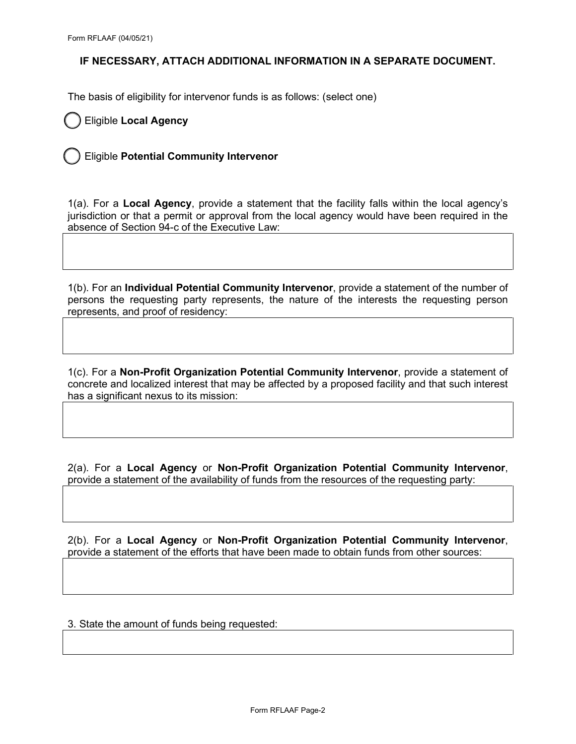**IF NECESSARY, ATTACH ADDITIONAL INFORMATION IN A SEPARATE DOCUMENT.**

The basis of eligibility for intervenor funds is as follows: (select one)

◯ Eligible **Local Agency**

◯ Eligible **Potential Community Intervenor**

1(a). For a **Local Agency**, provide a statement that the facility falls within the local agency's jurisdiction or that a permit or approval from the local agency would have been required in the absence of Section 94-c of the Executive Law:

1(b). For an **Individual Potential Community Intervenor**, provide a statement of the number of persons the requesting party represents, the nature of the interests the requesting person represents, and proof of residency:

1(c). For a **Non-Profit Organization Potential Community Intervenor**, provide a statement of concrete and localized interest that may be affected by a proposed facility and that such interest has a significant nexus to its mission:

2(a). For a **Local Agency** or **Non-Profit Organization Potential Community Intervenor**, provide a statement of the availability of funds from the resources of the requesting party:

2(b). For a **Local Agency** or **Non-Profit Organization Potential Community Intervenor**, provide a statement of the efforts that have been made to obtain funds from other sources:

3. State the amount of funds being requested: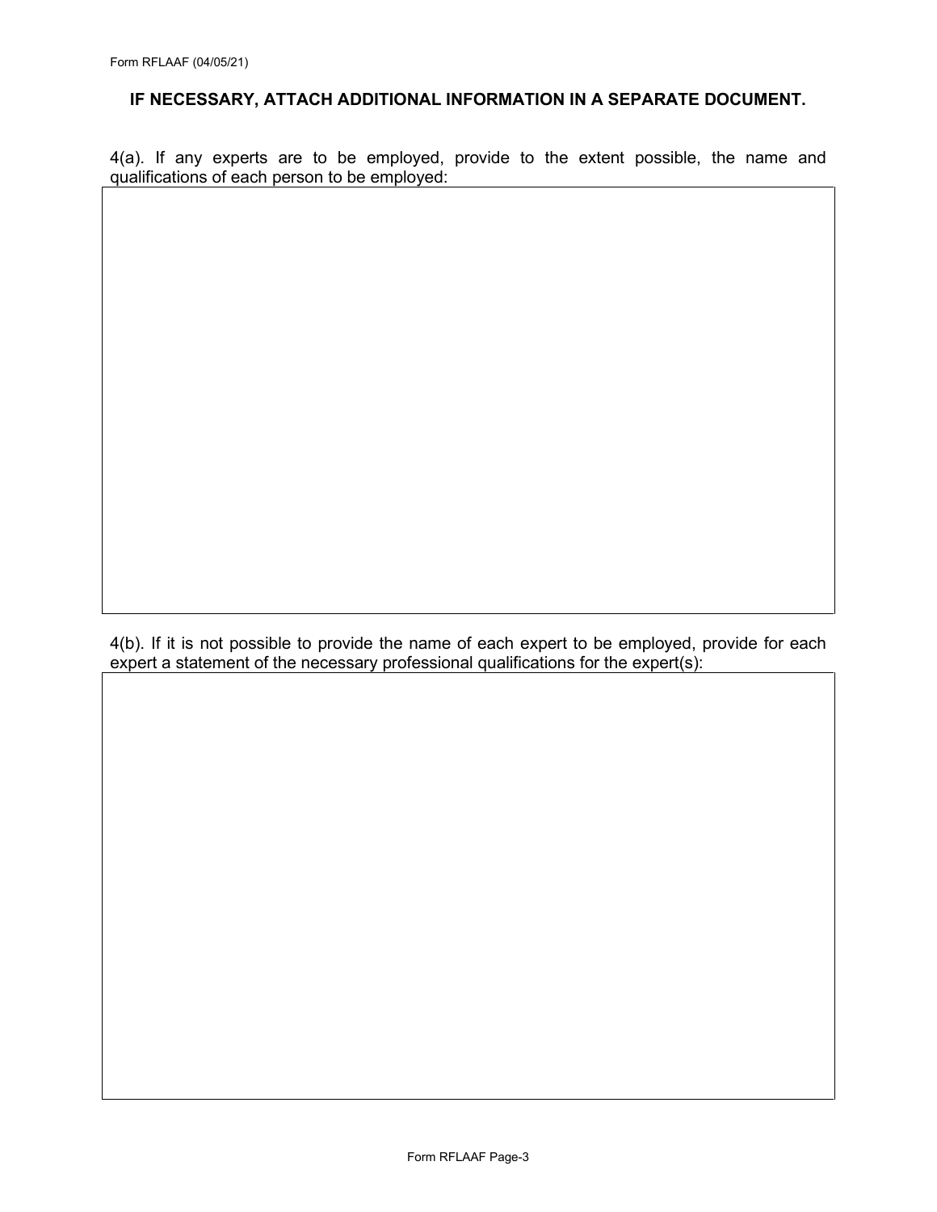**IF NECESSARY, ATTACH ADDITIONAL INFORMATION IN A SEPARATE DOCUMENT.**

4(a). If any experts are to be employed, provide to the extent possible, the name and qualifications of each person to be employed:

4(b). If it is not possible to provide the name of each expert to be employed, provide for each expert a statement of the necessary professional qualifications for the expert(s):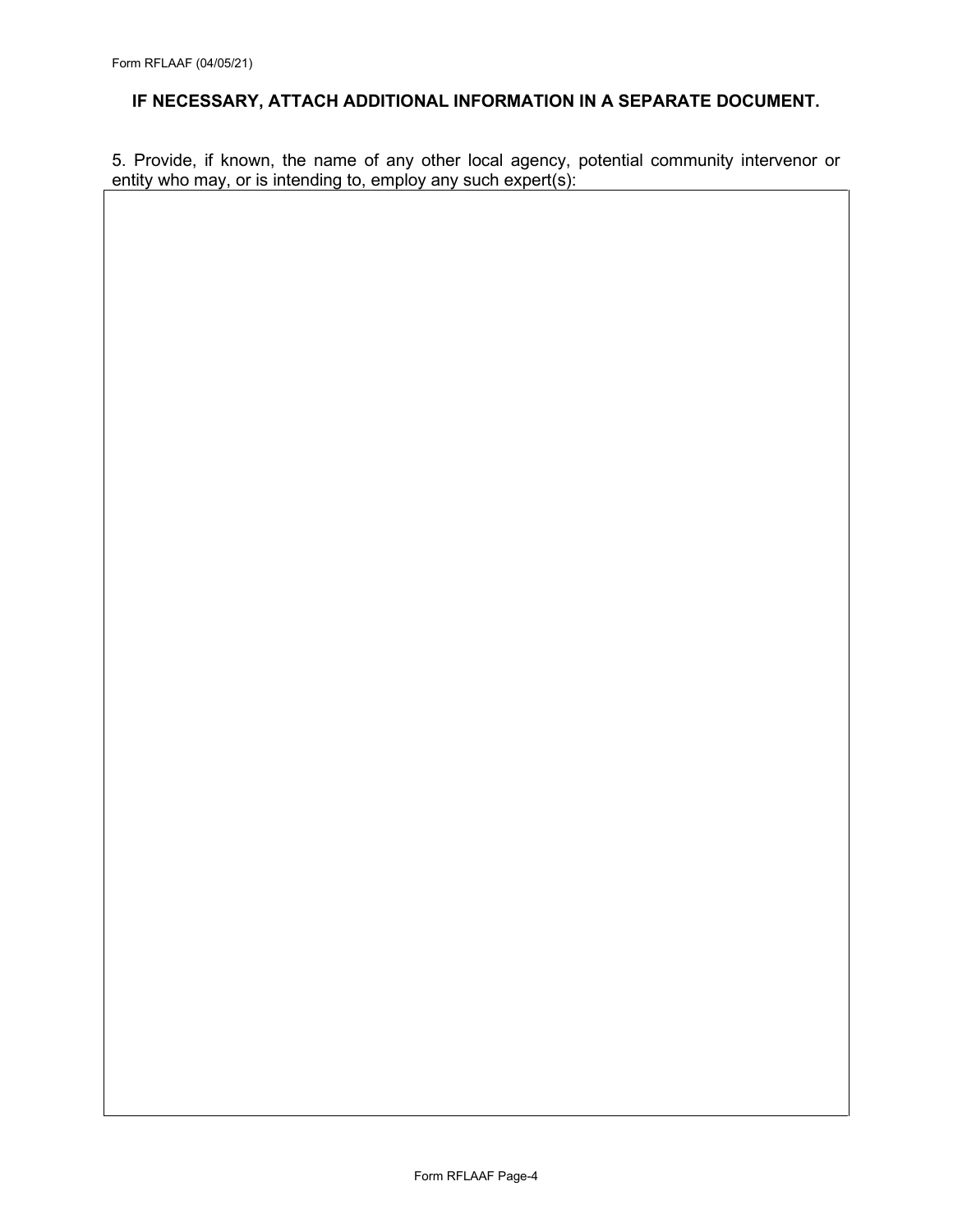**IF NECESSARY, ATTACH ADDITIONAL INFORMATION IN A SEPARATE DOCUMENT.**

5. Provide, if known, the name of any other local agency, potential community intervenor or entity who may, or is intending to, employ any such expert(s):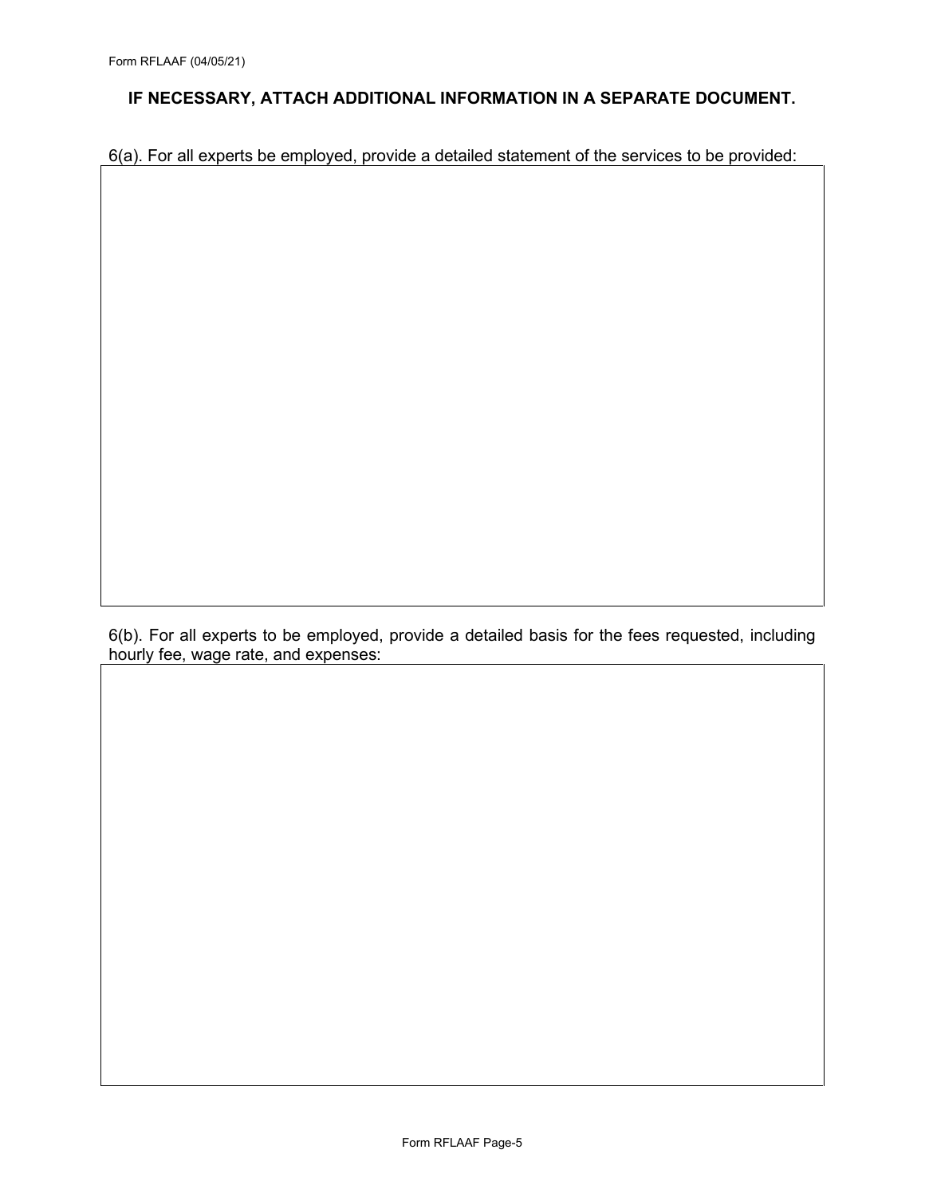**IF NECESSARY, ATTACH ADDITIONAL INFORMATION IN A SEPARATE DOCUMENT.**

6(a). For all experts be employed, provide a detailed statement of the services to be provided:

6(b). For all experts to be employed, provide a detailed basis for the fees requested, including hourly fee, wage rate, and expenses: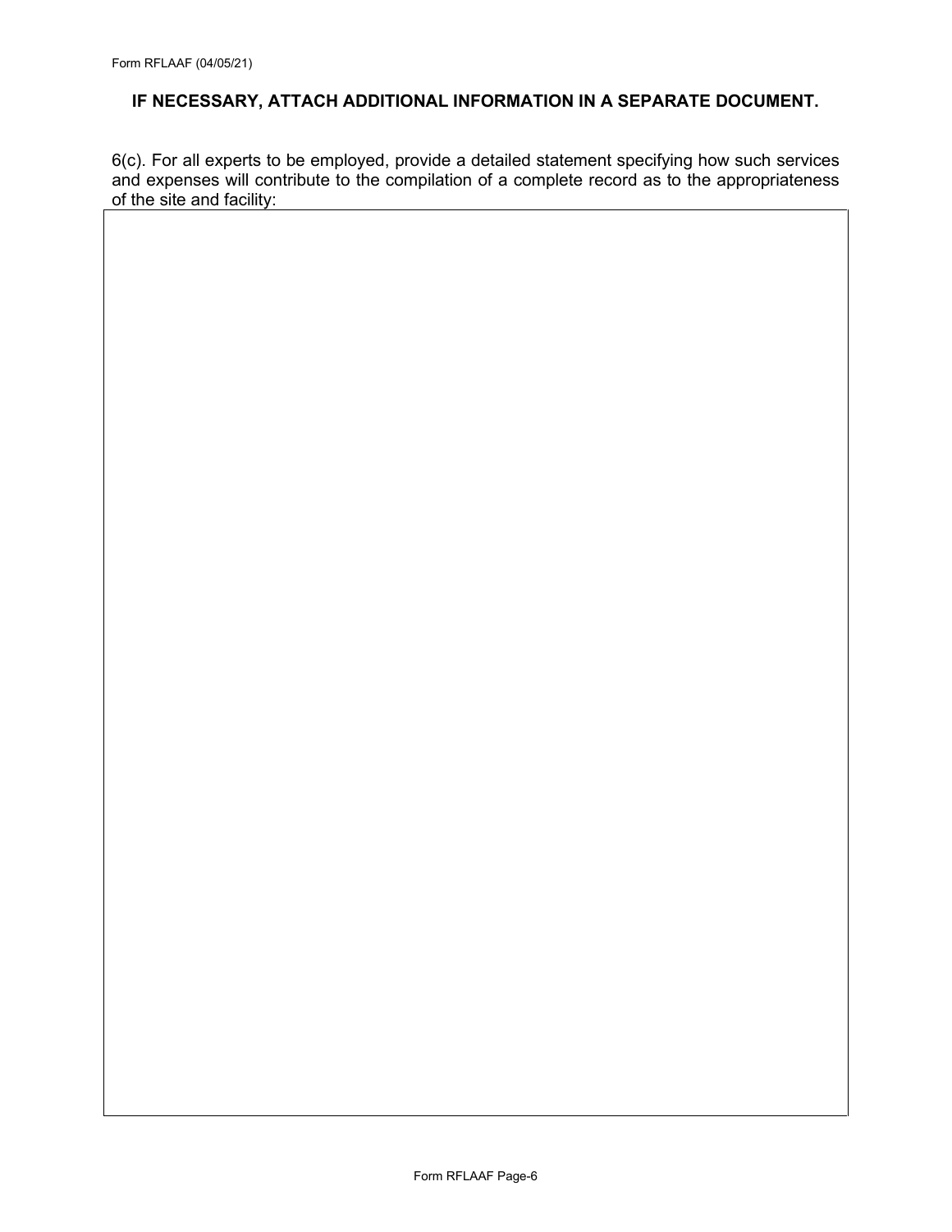**IF NECESSARY, ATTACH ADDITIONAL INFORMATION IN A SEPARATE DOCUMENT.**

6(c). For all experts to be employed, provide a detailed statement specifying how such services and expenses will contribute to the compilation of a complete record as to the appropriateness of the site and facility: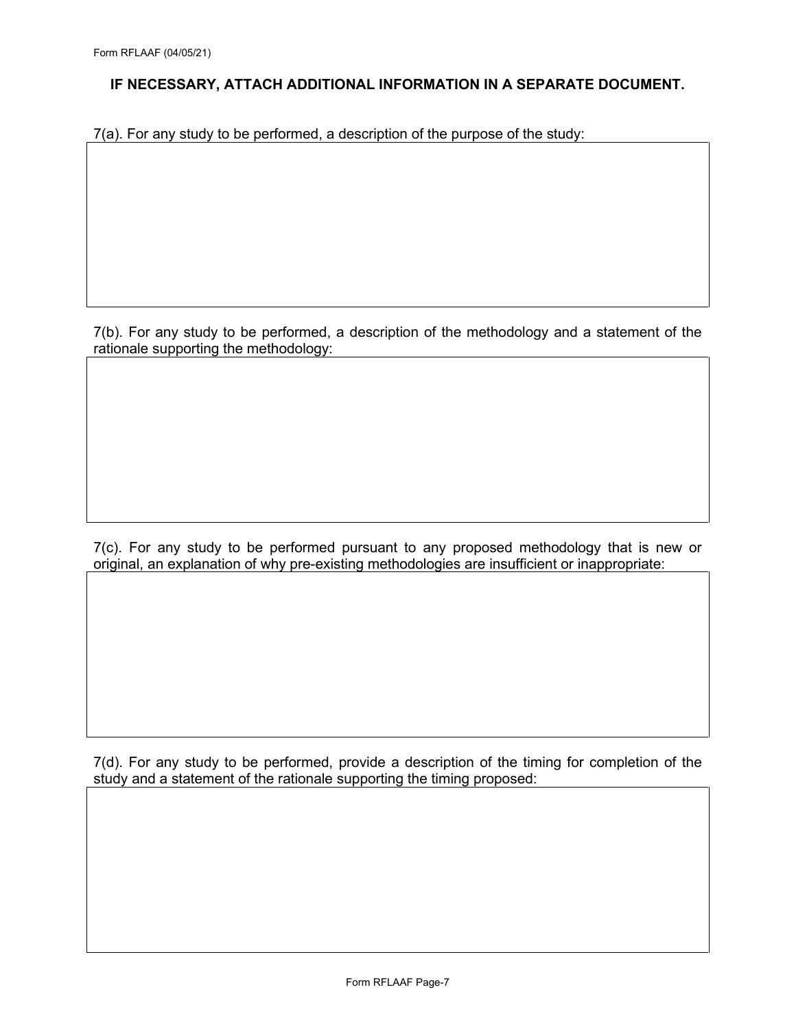**IF NECESSARY, ATTACH ADDITIONAL INFORMATION IN A SEPARATE DOCUMENT.**

7(a). For any study to be performed, a description of the purpose of the study:

7(b). For any study to be performed, a description of the methodology and a statement of the rationale supporting the methodology:

7(c). For any study to be performed pursuant to any proposed methodology that is new or original, an explanation of why pre-existing methodologies are insufficient or inappropriate:

7(d). For any study to be performed, provide a description of the timing for completion of the study and a statement of the rationale supporting the timing proposed: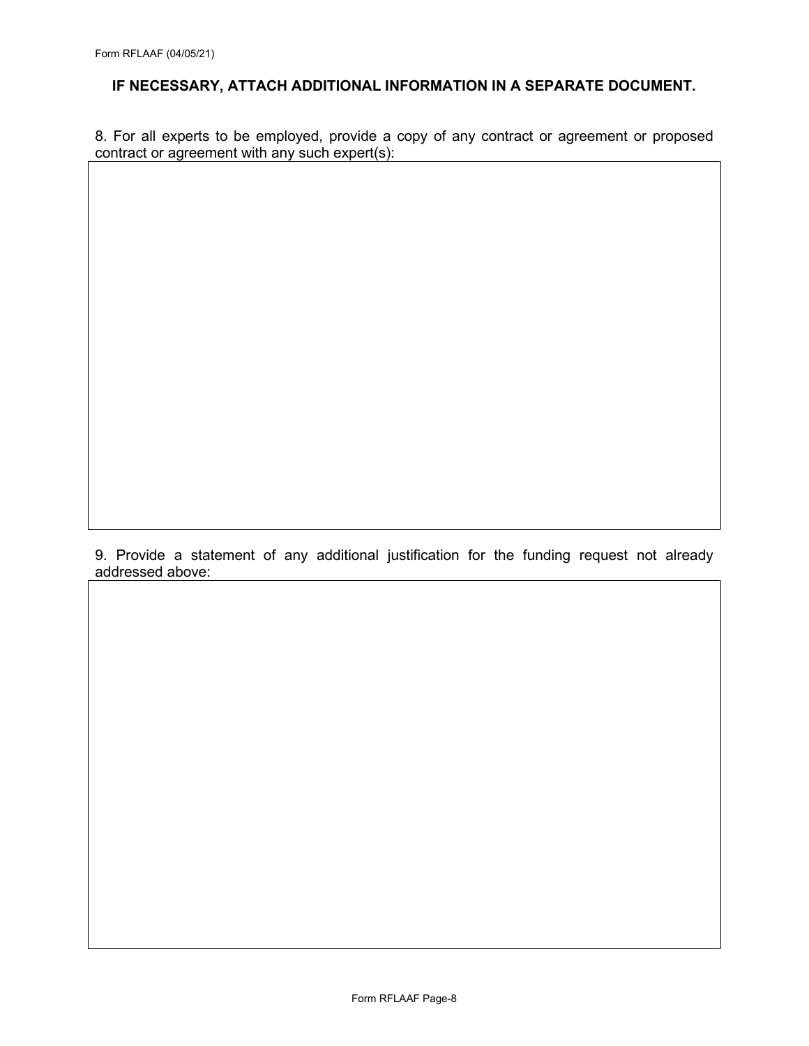**IF NECESSARY, ATTACH ADDITIONAL INFORMATION IN A SEPARATE DOCUMENT.**

8. For all experts to be employed, provide a copy of any contract or agreement or proposed contract or agreement with any such expert(s):

9. Provide a statement of any additional justification for the funding request not already addressed above: